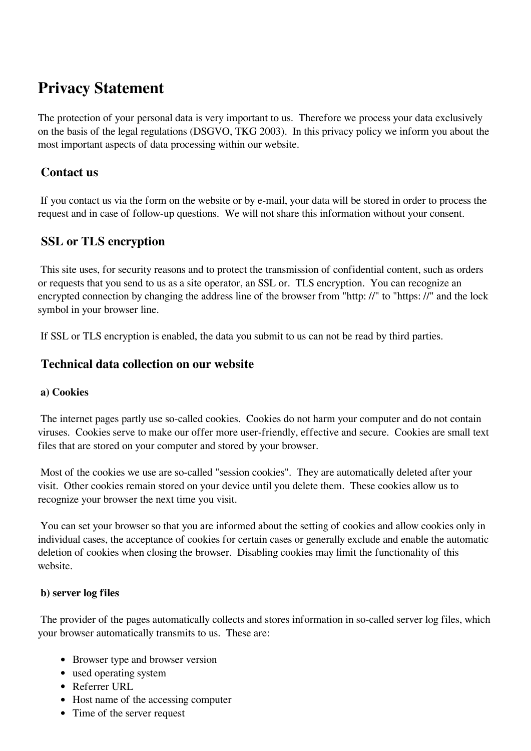# Privacy Statement

The protection of your personal data is very important to us. Therefore we process your data exclusively on the basis of the legal regulations (DSGVO, TKG 2003). In this privacy policy we inform you about the most important aspects of data processing within our website.

## Contact us

If you contact us via the form on the website or by e-mail, your data will be stored in order to process the request and in case of follow-up questions. We will not share this information without your consent.

## SSL or TLS encryption

This site uses, for security reasons and to protect the transmission of confidential content, such as orders or requests that you send to us as a site operator, an SSL or. TLS encryption. You can recognize an encrypted connection by changing the address line of the browser from "http: //" to "https: //" and the lock symbol in your browser line.

If SSL or TLS encryption is enabled, the data you submit to us can not be read by third parties.

## Technical data collection on our website

### a) Cookies

The internet pages partly use so-called cookies. Cookies do not harm your computer and do not contain viruses. Cookies serve to make our offer more user-friendly, effective and secure. Cookies are small text files that are stored on your computer and stored by your browser.

Most of the cookies we use are so-called "session cookies". They are automatically deleted after your visit. Other cookies remain stored on your device until you delete them. These cookies allow us to recognize your browser the next time you visit.

You can set your browser so that you are informed about the setting of cookies and allow cookies only in individual cases, the acceptance of cookies for certain cases or generally exclude and enable the automatic deletion of cookies when closing the browser. Disabling cookies may limit the functionality of this website.

### b) server log files

The provider of the pages automatically collects and stores information in so-called server log files, which your browser automatically transmits to us. These are:

- Browser type and browser version
- used operating system
- Referrer URL
- Host name of the accessing computer
- Time of the server request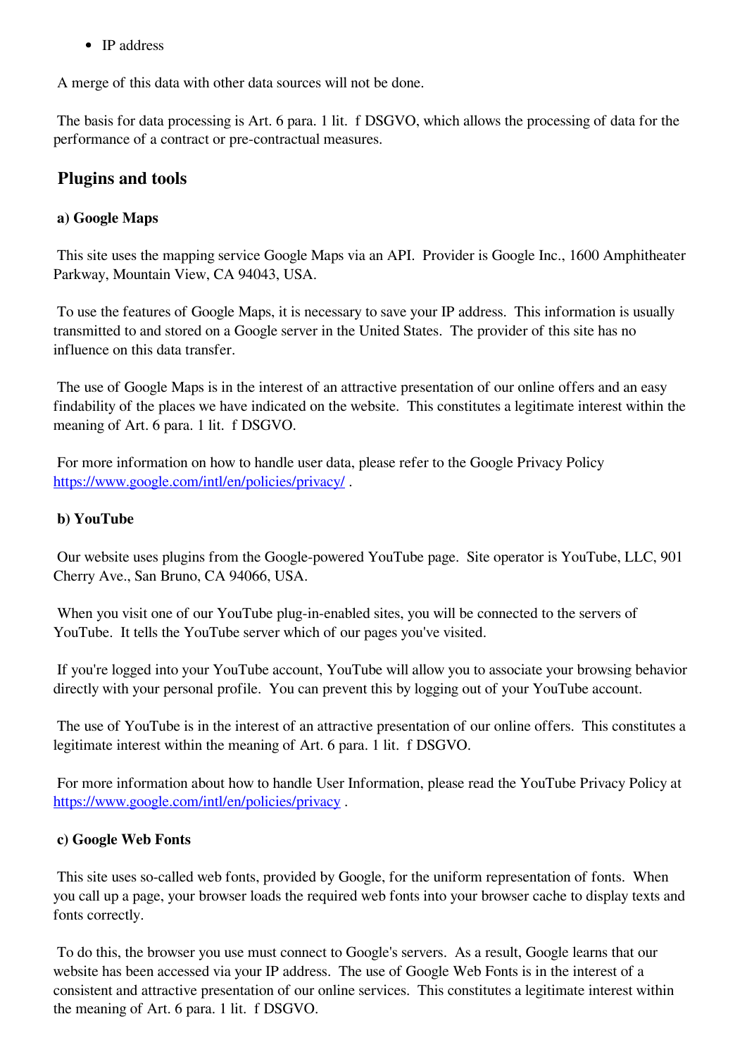- IP address

A merge of this data with other data sources will not be done.

The basis for data processing is Art. 6 para. 1 lit. f DSGVO, which allows the processing of data for the performance of a contract or pre-contractual measures.

## Plugins and tools

**a) Google Maps**

This site uses the mapping service Google Maps via an API. Provider is Google Inc., 1600 Amphitheater Parkway, Mountain View, CA 94043, USA.

To use the features of Google Maps, it is necessary to save your IP address. This information is usually transmitted to and stored on a Google server in the United States. The provider of this site has no influence on this data transfer.

The use of Google Maps is in the interest of an attractive presentation of our online offers and an easy findability of the places we have indicated on the website. This constitutes a legitimate interest within the meaning of Art. 6 para. 1 lit. f DSGVO.

For more information on how to handle user data, please refer to the Google Privacy Policy [https://www.google.com/intl/en/policies/privacy/](https://www.google.com/intl/en/policies/privacy/) .

**b) YouTube**

Our website uses plugins from the Google-powered YouTube page. Site operator is YouTube, LLC, 901 Cherry Ave., San Bruno, CA 94066, USA.

When you visit one of our YouTube plug-in-enabled sites, you will be connected to the servers of YouTube. It tells the YouTube server which of our pages you've visited.

If you're logged into your YouTube account, YouTube will allow you to associate your browsing behavior directly with your personal profile. You can prevent this by logging out of your YouTube account.

The use of YouTube is in the interest of an attractive presentation of our online offers. This constitutes a legitimate interest within the meaning of Art. 6 para. 1 lit. f DSGVO.

For more information about how to handle User Information, please read the YouTube Privacy Policy at [https://www.google.com/intl/en/policies/privacy](https://www.google.com/intl/en/policies/privacy) .

**c) Google Web Fonts**

This site uses so-called web fonts, provided by Google, for the uniform representation of fonts. When you call up a page, your browser loads the required web fonts into your browser cache to display texts and fonts correctly.

To do this, the browser you use must connect to Google's servers. As a result, Google learns that our website has been accessed via your IP address. The use of Google Web Fonts is in the interest of a consistent and attractive presentation of our online services. This constitutes a legitimate interest within the meaning of Art. 6 para. 1 lit. f DSGVO.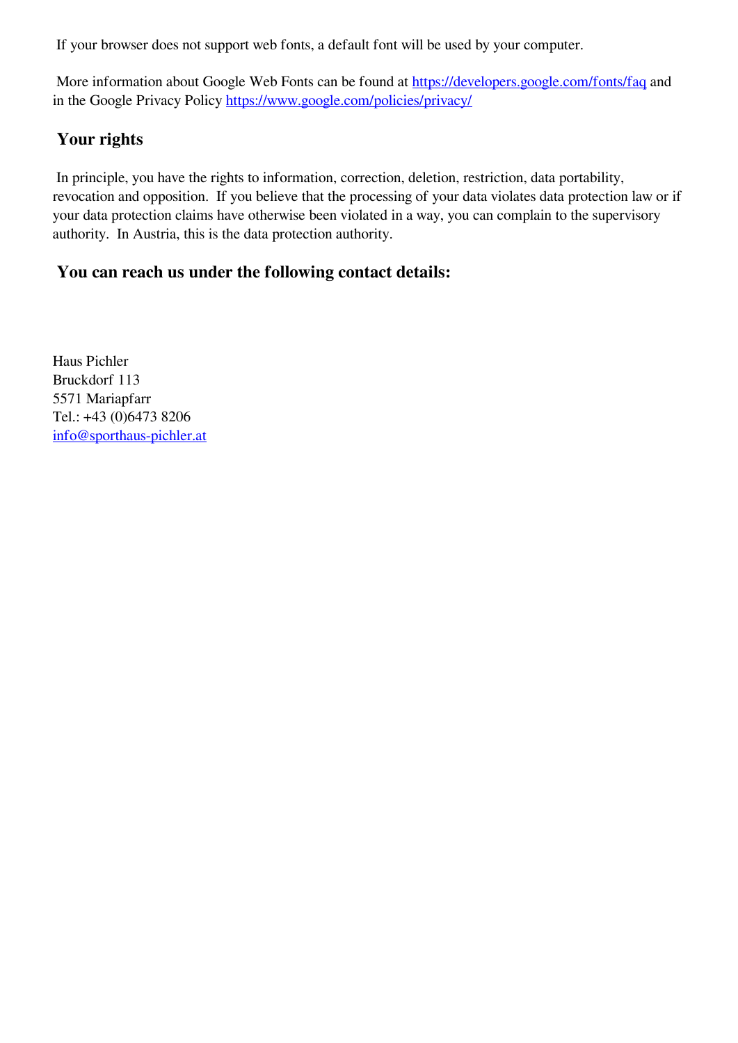If your browser does not support web fonts, a default font will be used by your computer.

More information about Google Web Fonts can be found at https://developers.google.com/fonts/faq and in the Google Privacy Policy https://www.google.com/policies/privacy/

## Your rights

In principle, you have the rights to information, correction, deletion, restriction, data portability, revocation and opposition. If you believe that the processing of your data violates data protection law or if your data protection claims have otherwise been violated in a way, you can complain to the supervisory authority. In Austria, this is the data protection authority.

## You can reach us under the following contact details:

Haus Pichler
Bruckdorf 113
5571 Mariapfarr
Tel.: +43 (0)6473 8206
info@sporthaus-pichler.at